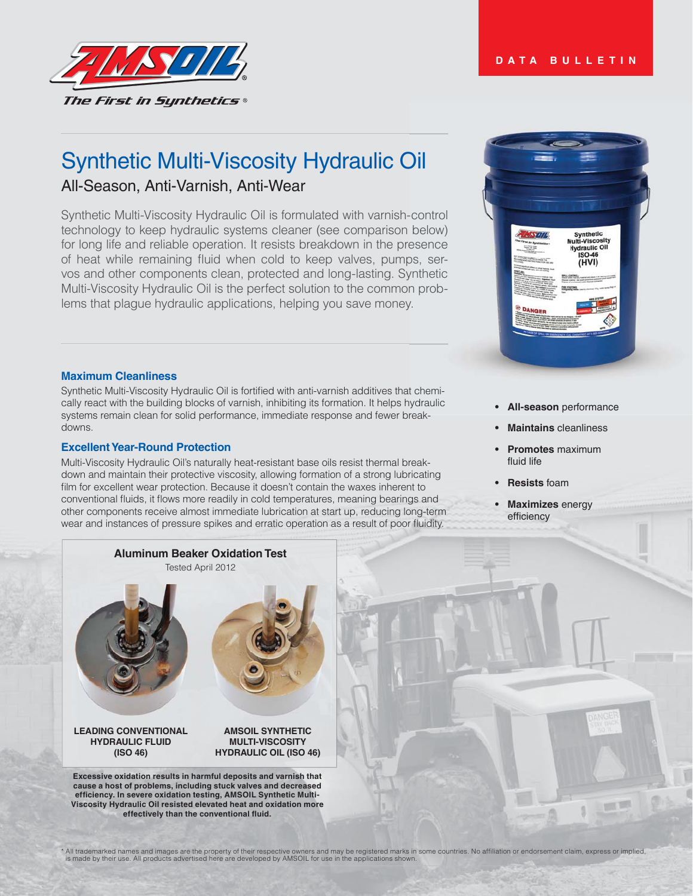DATA BULLETIN

# Synthetic Multi-Viscosity Hydraulic Oil

## All-Season, Anti-Varnish, Anti-Wear

Synthetic Multi-Viscosity Hydraulic Oil is formulated with varnish-control technology to keep hydraulic systems cleaner (see comparison below) for long life and reliable operation. It resists breakdown in the presence of heat while remaining fluid when cold to keep valves, pumps, servos and other components clean, protected and long-lasting. Synthetic Multi-Viscosity Hydraulic Oil is the perfect solution to the common problems that plague hydraulic applications, helping you save money.

### Maximum Cleanliness

Synthetic Multi-Viscosity Hydraulic Oil is fortified with anti-varnish additives that chemically react with the building blocks of varnish, inhibiting its formation. It helps hydraulic systems remain clean for solid performance, immediate response and fewer breakdowns.

### Excellent Year-Round Protection

Multi-Viscosity Hydraulic Oil's naturally heat-resistant base oils resist thermal breakdown and maintain their protective viscosity, allowing formation of a strong lubricating film for excellent wear protection. Because it doesn't contain the waxes inherent to conventional fluids, it flows more readily in cold temperatures, meaning bearings and other components receive almost immediate lubrication at start up, reducing long-term wear and instances of pressure spikes and erratic operation as a result of poor fluidity.

- **All-season** performance
- **Maintains** cleanliness
- **Promotes** maximum fluid life
- **Resists** foam
- **Maximizes** energy efficiency

**Aluminum Beaker Oxidation Test**

Tested April 2012

**LEADING CONVENTIONAL HYDRAULIC FLUID (ISO 46)**

**AMSOIL SYNTHETIC MULTI-VISCOSITY HYDRAULIC OIL (ISO 46)**

**Excessive oxidation results in harmful deposits and varnish that cause a host of problems, including stuck valves and decreased efficiency. In severe oxidation testing, AMSOIL Synthetic Multi-Viscosity Hydraulic Oil resisted elevated heat and oxidation more effectively than the conventional fluid.**

\* All trademarked names and images are the property of their respective owners and may be registered marks in some countries. No affiliation or endorsement claim, express or implied, is made by their use. All products advertised here are developed by AMSOIL for use in the applications shown.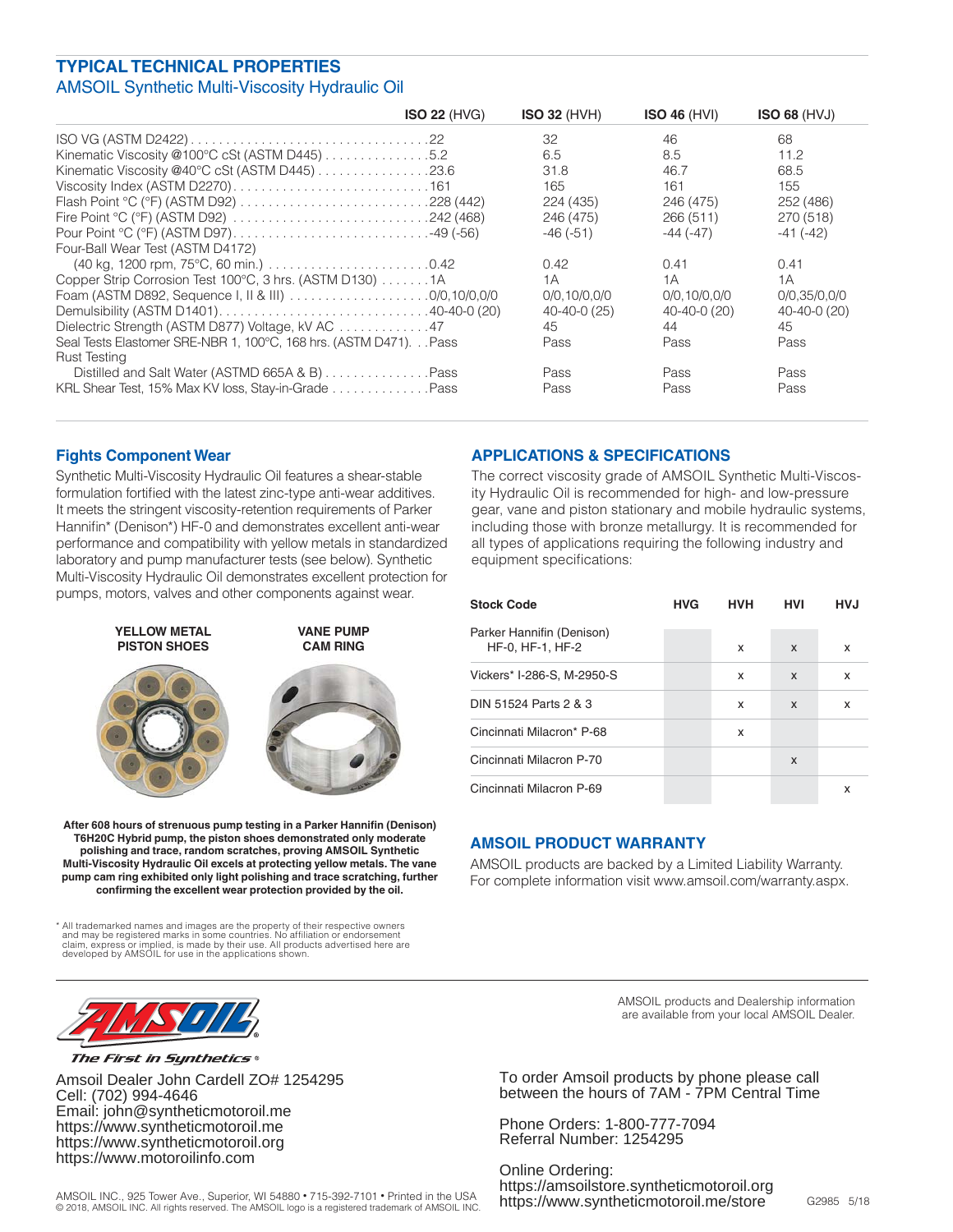## TYPICAL TECHNICAL PROPERTIES

### AMSOIL Synthetic Multi-Viscosity Hydraulic Oil

| | ISO 22 (HVG) | ISO 32 (HVH) | ISO 46 (HVI) | ISO 68 (HVJ) |
|---|---|---|---|---|
| ISO VG (ASTM D2422) | 22 | 32 | 46 | 68 |
| Kinematic Viscosity @100°C cSt (ASTM D445) | 5.2 | 6.5 | 8.5 | 11.2 |
| Kinematic Viscosity @40°C cSt (ASTM D445) | 23.6 | 31.8 | 46.7 | 68.5 |
| Viscosity Index (ASTM D2270) | 161 | 165 | 161 | 155 |
| Flash Point °C (°F) (ASTM D92) | 228 (442) | 224 (435) | 246 (475) | 252 (486) |
| Fire Point °C (°F) (ASTM D92) | 242 (468) | 246 (475) | 266 (511) | 270 (518) |
| Pour Point °C (°F) (ASTM D97) | -49 (-56) | -46 (-51) | -44 (-47) | -41 (-42) |
| Four-Ball Wear Test (ASTM D4172) (40 kg, 1200 rpm, 75°C, 60 min.) | 0.42 | 0.42 | 0.41 | 0.41 |
| Copper Strip Corrosion Test 100°C, 3 hrs. (ASTM D130) | 1A | 1A | 1A | 1A |
| Foam (ASTM D892, Sequence I, II & III) | 0/0,10/0,0/0 | 0/0,10/0,0/0 | 0/0,10/0,0/0 | 0/0,35/0,0/0 |
| Demulsibility (ASTM D1401) | 40-40-0 (20) | 40-40-0 (25) | 40-40-0 (20) | 40-40-0 (20) |
| Dielectric Strength (ASTM D877) Voltage, kV AC | 47 | 45 | 44 | 45 |
| Seal Tests Elastomer SRE-NBR 1, 100°C, 168 hrs. (ASTM D471) | Pass | Pass | Pass | Pass |
| Rust Testing Distilled and Salt Water (ASTMD 665A & B) | Pass | Pass | Pass | Pass |
| KRL Shear Test, 15% Max KV loss, Stay-in-Grade | Pass | Pass | Pass | Pass |

### Fights Component Wear

Synthetic Multi-Viscosity Hydraulic Oil features a shear-stable formulation fortified with the latest zinc-type anti-wear additives. It meets the stringent viscosity-retention requirements of Parker Hannifin* (Denison*) HF-0 and demonstrates excellent anti-wear performance and compatibility with yellow metals in standardized laboratory and pump manufacturer tests (see below). Synthetic Multi-Viscosity Hydraulic Oil demonstrates excellent protection for pumps, motors, valves and other components against wear.

**YELLOW METAL PISTON SHOES**

**VANE PUMP CAM RING**

**After 608 hours of strenuous pump testing in a Parker Hannifin (Denison) T6H20C Hybrid pump, the piston shoes demonstrated only moderate polishing and trace, random scratches, proving AMSOIL Synthetic Multi-Viscosity Hydraulic Oil excels at protecting yellow metals. The vane pump cam ring exhibited only light polishing and trace scratching, further confirming the excellent wear protection provided by the oil.**

\* All trademarked names and images are the property of their respective owners and may be registered marks in some countries. No affiliation or endorsement claim, express or implied, is made by their use. All products advertised here are developed by AMSOIL for use in the applications shown.

### APPLICATIONS & SPECIFICATIONS

The correct viscosity grade of AMSOIL Synthetic Multi-Viscosity Hydraulic Oil is recommended for high- and low-pressure gear, vane and piston stationary and mobile hydraulic systems, including those with bronze metallurgy. It is recommended for all types of applications requiring the following industry and equipment specifications:

| Stock Code | HVG | HVH | HVI | HVJ |
|---|---|---|---|---|
| Parker Hannifin (Denison) HF-0, HF-1, HF-2 | | x | x | x |
| Vickers* I-286-S, M-2950-S | | x | x | x |
| DIN 51524 Parts 2 & 3 | | x | x | x |
| Cincinnati Milacron* P-68 | | x | | |
| Cincinnati Milacron P-70 | | | x | |
| Cincinnati Milacron P-69 | | | | x |

### AMSOIL PRODUCT WARRANTY

AMSOIL products are backed by a Limited Liability Warranty. For complete information visit www.amsoil.com/warranty.aspx.

AMSOIL

*The First in Synthetics®*

AMSOIL products and Dealership information are available from your local AMSOIL Dealer.

Amsoil Dealer John Cardell ZO# 1254295
Cell: (702) 994-4646
Email: john@syntheticmotoroil.me
https://www.syntheticmotoroil.me
https://www.syntheticmotoroil.org
https://www.motoroilinfo.com

To order Amsoil products by phone please call between the hours of 7AM - 7PM Central Time

Phone Orders: 1-800-777-7094
Referral Number: 1254295

Online Ordering:
https://amsoilstore.syntheticmotoroil.org
https://www.syntheticmotoroil.me/store

AMSOIL INC., 925 Tower Ave., Superior, WI 54880 • 715-392-7101 • Printed in the USA
© 2018, AMSOIL INC. All rights reserved. The AMSOIL logo is a registered trademark of AMSOIL INC.

G2985 5/18